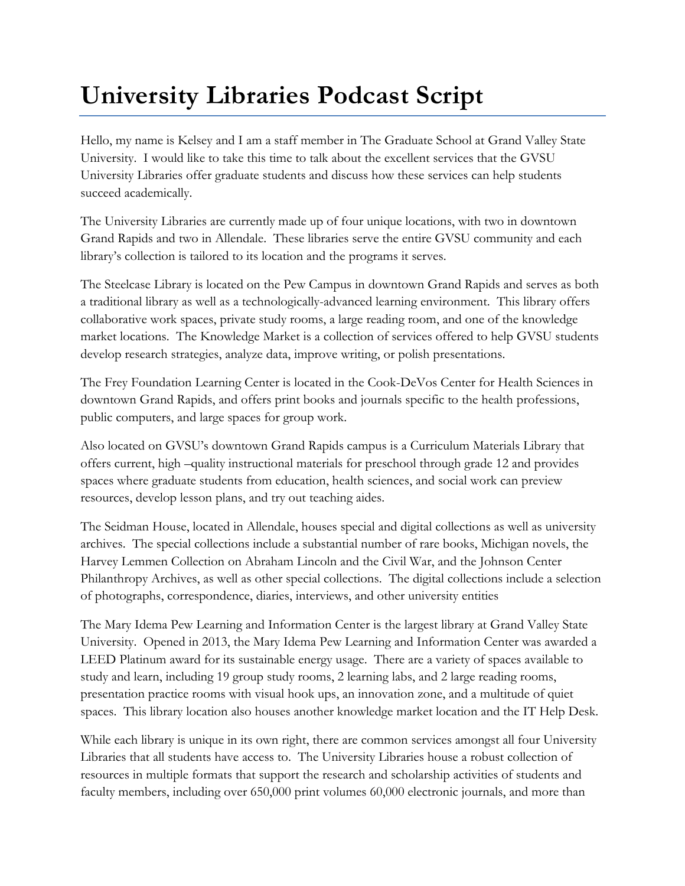# University Libraries Podcast Script

Hello, my name is Kelsey and I am a staff member in The Graduate School at Grand Valley State University. I would like to take this time to talk about the excellent services that the GVSU University Libraries offer graduate students and discuss how these services can help students succeed academically.

The University Libraries are currently made up of four unique locations, with two in downtown Grand Rapids and two in Allendale. These libraries serve the entire GVSU community and each library's collection is tailored to its location and the programs it serves.

The Steelcase Library is located on the Pew Campus in downtown Grand Rapids and serves as both a traditional library as well as a technologically-advanced learning environment. This library offers collaborative work spaces, private study rooms, a large reading room, and one of the knowledge market locations. The Knowledge Market is a collection of services offered to help GVSU students develop research strategies, analyze data, improve writing, or polish presentations.

The Frey Foundation Learning Center is located in the Cook-DeVos Center for Health Sciences in downtown Grand Rapids, and offers print books and journals specific to the health professions, public computers, and large spaces for group work.

Also located on GVSU's downtown Grand Rapids campus is a Curriculum Materials Library that offers current, high –quality instructional materials for preschool through grade 12 and provides spaces where graduate students from education, health sciences, and social work can preview resources, develop lesson plans, and try out teaching aides.

The Seidman House, located in Allendale, houses special and digital collections as well as university archives. The special collections include a substantial number of rare books, Michigan novels, the Harvey Lemmen Collection on Abraham Lincoln and the Civil War, and the Johnson Center Philanthropy Archives, as well as other special collections. The digital collections include a selection of photographs, correspondence, diaries, interviews, and other university entities

The Mary Idema Pew Learning and Information Center is the largest library at Grand Valley State University. Opened in 2013, the Mary Idema Pew Learning and Information Center was awarded a LEED Platinum award for its sustainable energy usage. There are a variety of spaces available to study and learn, including 19 group study rooms, 2 learning labs, and 2 large reading rooms, presentation practice rooms with visual hook ups, an innovation zone, and a multitude of quiet spaces. This library location also houses another knowledge market location and the IT Help Desk.

While each library is unique in its own right, there are common services amongst all four University Libraries that all students have access to. The University Libraries house a robust collection of resources in multiple formats that support the research and scholarship activities of students and faculty members, including over 650,000 print volumes 60,000 electronic journals, and more than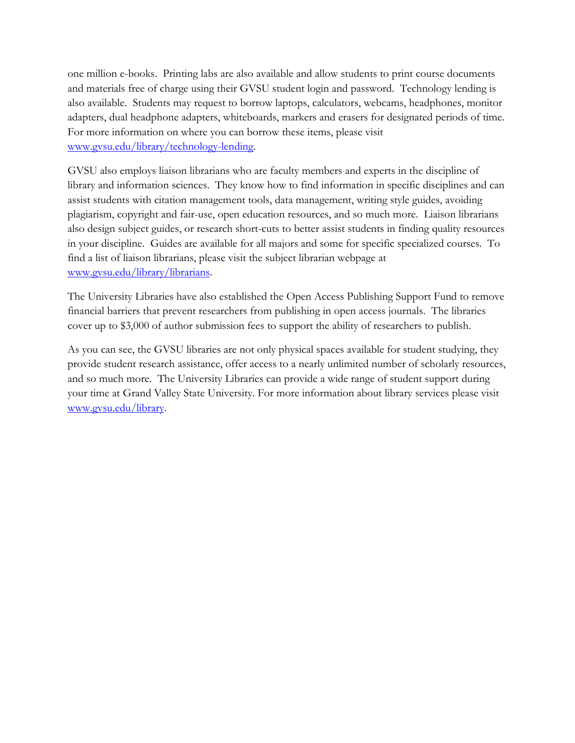one million e-books. Printing labs are also available and allow students to print course documents and materials free of charge using their GVSU student login and password. Technology lending is also available. Students may request to borrow laptops, calculators, webcams, headphones, monitor adapters, dual headphone adapters, whiteboards, markers and erasers for designated periods of time. For more information on where you can borrow these items, please visit [www.gvsu.edu/library/technology-lending](http://www.gvsu.edu/library/technology-lending).

GVSU also employs liaison librarians who are faculty members and experts in the discipline of library and information sciences. They know how to find information in specific disciplines and can assist students with citation management tools, data management, writing style guides, avoiding plagiarism, copyright and fair-use, open education resources, and so much more. Liaison librarians also design subject guides, or research short-cuts to better assist students in finding quality resources in your discipline. Guides are available for all majors and some for specific specialized courses. To find a list of liaison librarians, please visit the subject librarian webpage at [www.gvsu.edu/library/librarians](http://www.gvsu.edu/library/librarians).

The University Libraries have also established the Open Access Publishing Support Fund to remove financial barriers that prevent researchers from publishing in open access journals. The libraries cover up to $3,000 of author submission fees to support the ability of researchers to publish.

As you can see, the GVSU libraries are not only physical spaces available for student studying, they provide student research assistance, offer access to a nearly unlimited number of scholarly resources, and so much more. The University Libraries can provide a wide range of student support during your time at Grand Valley State University. For more information about library services please visit [www.gvsu.edu/library](http://www.gvsu.edu/library).